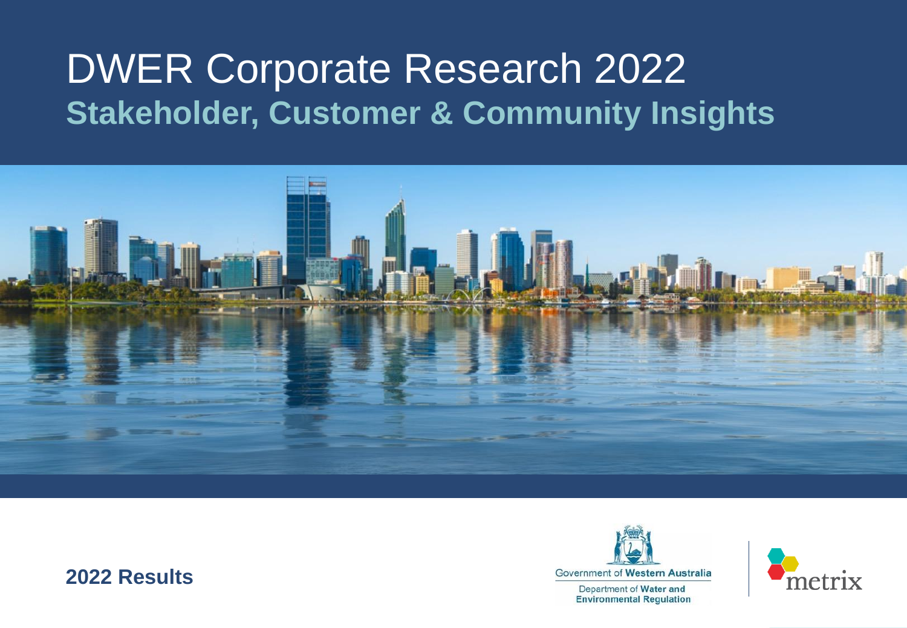# DWER Corporate Research 2022

## Stakeholder, Customer & Community Insights

**2022 Results**

Government of Western Australia

Department of Water and Environmental Regulation

metrix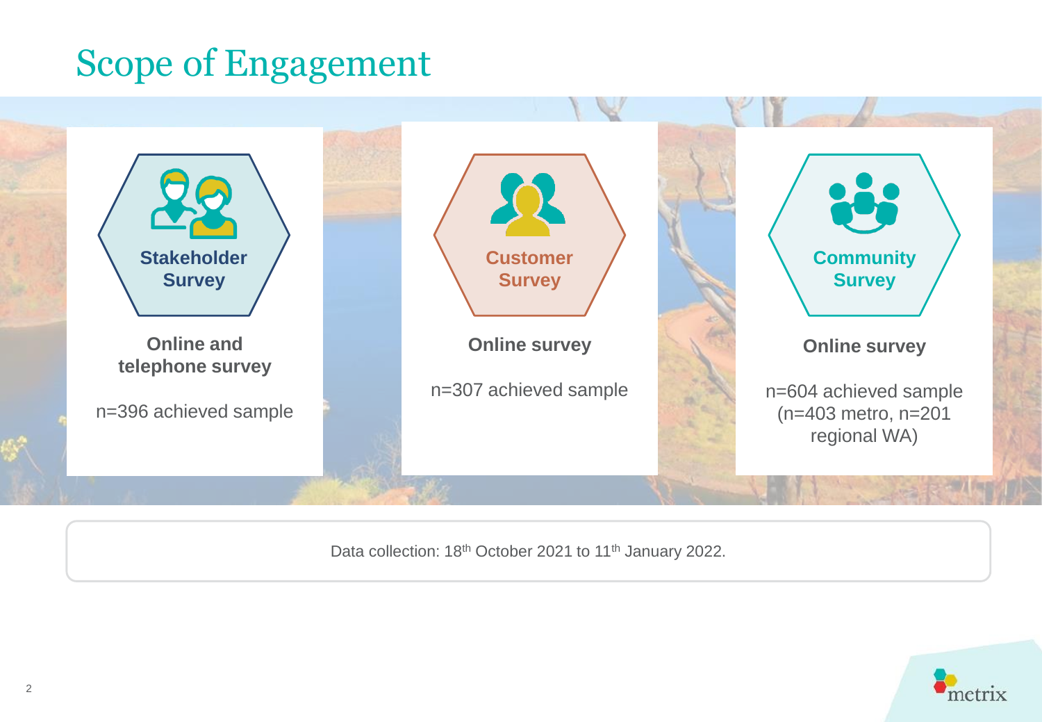# Scope of Engagement

### Stakeholder Survey

**Online and telephone survey**

n=396 achieved sample

### Customer Survey

**Online survey**

n=307 achieved sample

### Community Survey

**Online survey**

n=604 achieved sample (n=403 metro, n=201 regional WA)

Data collection: 18th October 2021 to 11th January 2022.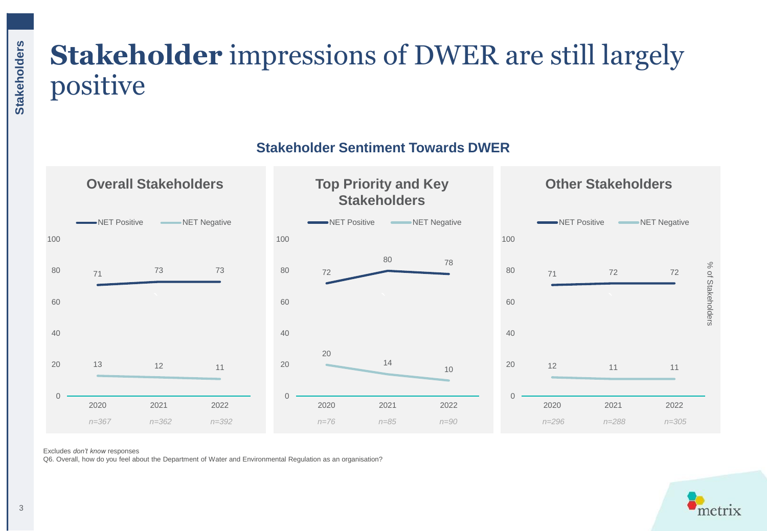# **Stakeholder** impressions of DWER are still largely positive

## Stakeholder Sentiment Towards DWER

### Overall Stakeholders

| | 2020 (n=367) | 2021 (n=362) | 2022 (n=392) |
|---|---|---|---|
| NET Positive | 71 | 73 | 73 |
| NET Negative | 13 | 12 | 11 |

### Top Priority and Key Stakeholders

| | 2020 (n=76) | 2021 (n=85) | 2022 (n=90) |
|---|---|---|---|
| NET Positive | 72 | 80 | 78 |
| NET Negative | 20 | 14 | 10 |

### Other Stakeholders

| | 2020 (n=296) | 2021 (n=288) | 2022 (n=305) |
|---|---|---|---|
| NET Positive | 71 | 72 | 72 |
| NET Negative | 12 | 11 | 11 |

% of Stakeholders

Excludes *don't know* responses

Q6. Overall, how do you feel about the Department of Water and Environmental Regulation as an organisation?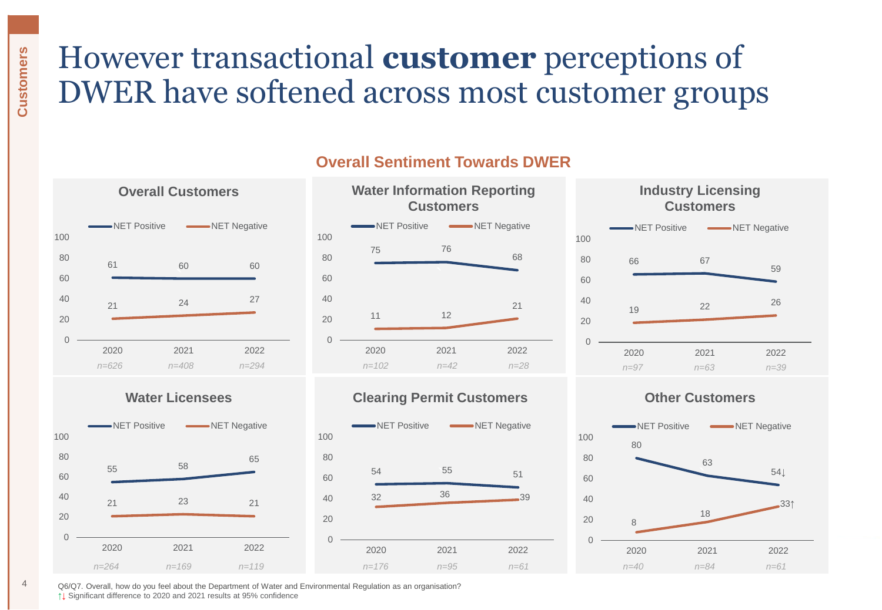# However transactional **customer** perceptions of DWER have softened across most customer groups

## Overall Sentiment Towards DWER

### Overall Customers

| | 2020 (n=626) | 2021 (n=408) | 2022 (n=294) |
|---|---|---|---|
| NET Positive | 61 | 60 | 60 |
| NET Negative | 21 | 24 | 27 |

### Water Information Reporting Customers

| | 2020 (n=102) | 2021 (n=42) | 2022 (n=28) |
|---|---|---|---|
| NET Positive | 75 | 76 | 68 |
| NET Negative | 11 | 12 | 21 |

### Industry Licensing Customers

| | 2020 (n=97) | 2021 (n=63) | 2022 (n=39) |
|---|---|---|---|
| NET Positive | 66 | 67 | 59 |
| NET Negative | 19 | 22 | 26 |

### Water Licensees

| | 2020 (n=264) | 2021 (n=169) | 2022 (n=119) |
|---|---|---|---|
| NET Positive | 55 | 58 | 65 |
| NET Negative | 21 | 23 | 21 |

### Clearing Permit Customers

| | 2020 (n=176) | 2021 (n=95) | 2022 (n=61) |
|---|---|---|---|
| NET Positive | 54 | 55 | 51 |
| NET Negative | 32 | 36 | 39 |

### Other Customers

| | 2020 (n=40) | 2021 (n=84) | 2022 (n=61) |
|---|---|---|---|
| NET Positive | 80 | 63 | 54↓ |
| NET Negative | 8 | 18 | 33↑ |

Q6/Q7. Overall, how do you feel about the Department of Water and Environmental Regulation as an organisation?

↑↓ Significant difference to 2020 and 2021 results at 95% confidence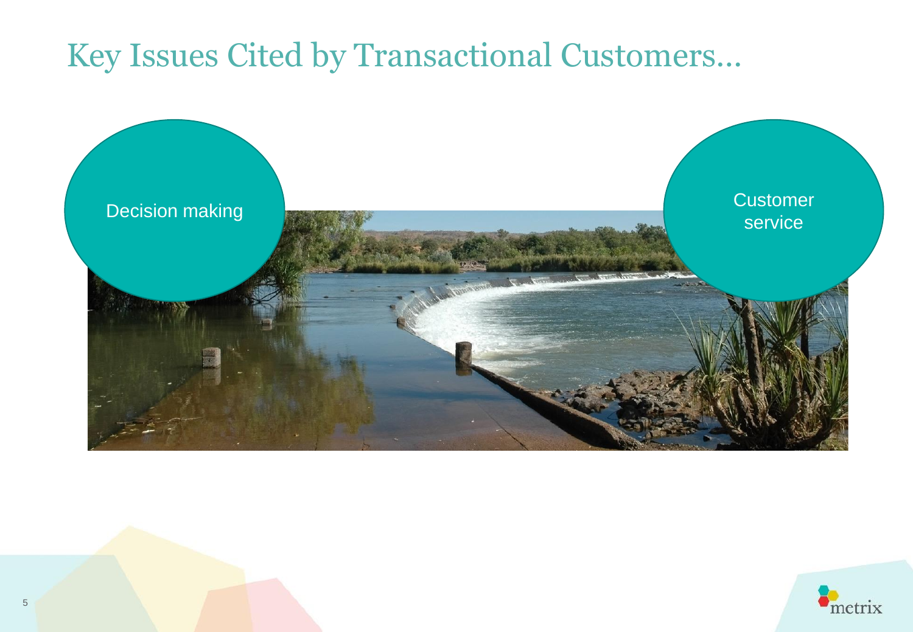# Key Issues Cited by Transactional Customers…

Decision making

Customer service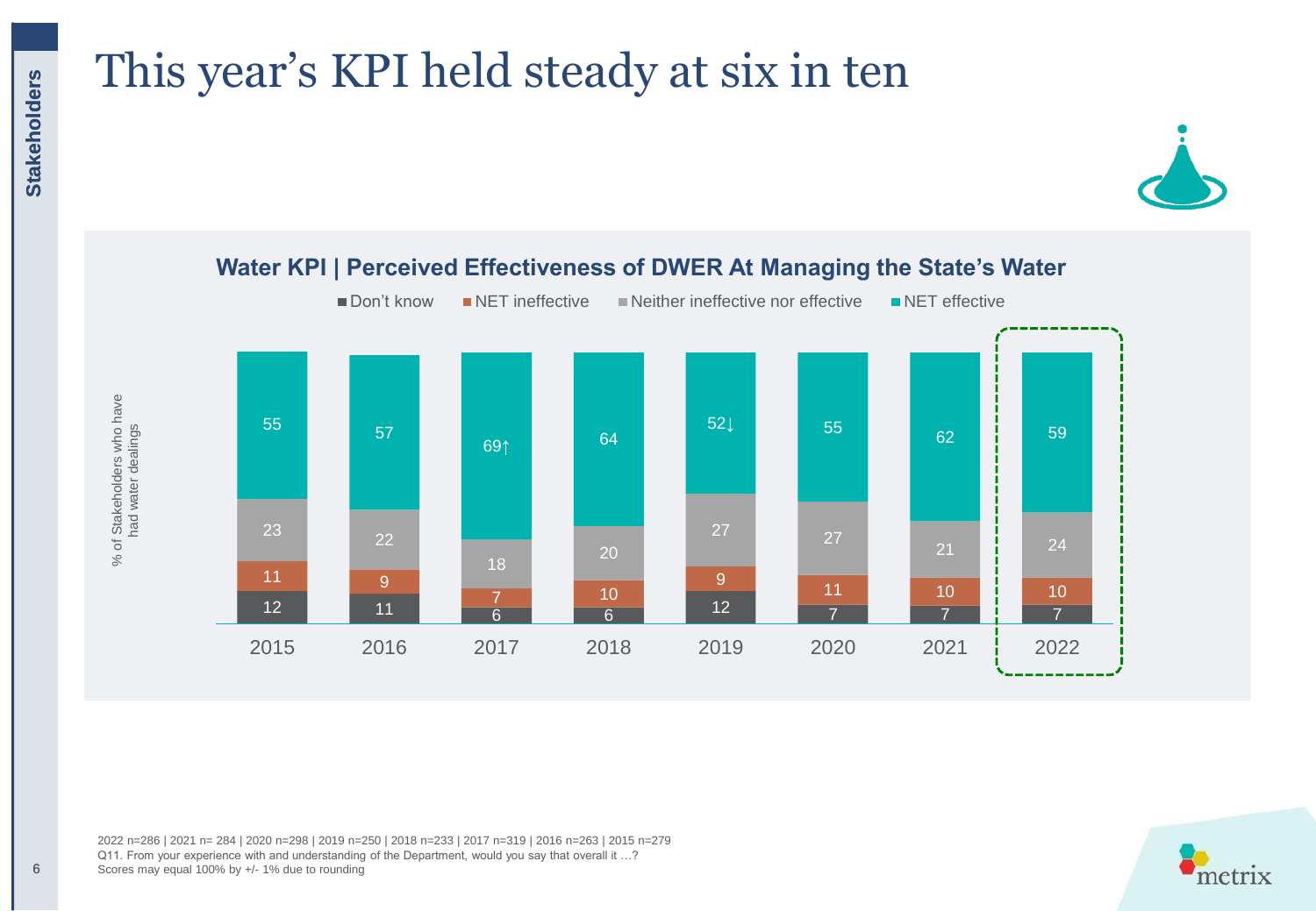# This year's KPI held steady at six in ten

## Water KPI | Perceived Effectiveness of DWER At Managing the State's Water

% of Stakeholders who have had water dealings

| | 2015 | 2016 | 2017 | 2018 | 2019 | 2020 | 2021 | 2022 |
|---|---|---|---|---|---|---|---|---|
| NET effective | 55 | 57 | 69↑ | 64 | 52↓ | 55 | 62 | 59 |
| Neither ineffective nor effective | 23 | 22 | 18 | 20 | 27 | 27 | 21 | 24 |
| NET ineffective | 11 | 9 | 7 | 10 | 9 | 11 | 10 | 10 |
| Don't know | 12 | 11 | 6 | 6 | 12 | 7 | 7 | 7 |

2022 n=286 | 2021 n= 284 | 2020 n=298 | 2019 n=250 | 2018 n=233 | 2017 n=319 | 2016 n=263 | 2015 n=279
Q11. From your experience with and understanding of the Department, would you say that overall it …?
Scores may equal 100% by +/- 1% due to rounding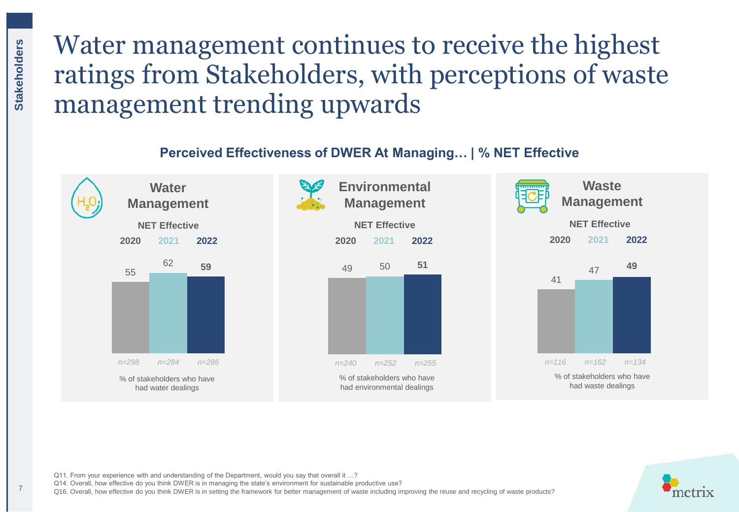# Water management continues to receive the highest ratings from Stakeholders, with perceptions of waste management trending upwards

## Perceived Effectiveness of DWER At Managing… | % NET Effective

### Water Management

NET Effective

| | 2020 | 2021 | 2022 |
|---|---|---|---|
| % NET Effective | 55 | 62 | **59** |
| Base | n=298 | n=284 | n=286 |

% of stakeholders who have had water dealings

### Environmental Management

NET Effective

| | 2020 | 2021 | 2022 |
|---|---|---|---|
| % NET Effective | 49 | 50 | **51** |
| Base | n=240 | n=252 | n=255 |

% of stakeholders who have had environmental dealings

### Waste Management

NET Effective

| | 2020 | 2021 | 2022 |
|---|---|---|---|
| % NET Effective | 41 | 47 | **49** |
| Base | n=116 | n=162 | n=134 |

% of stakeholders who have had waste dealings

Q11. From your experience with and understanding of the Department, would you say that overall it …?
Q14. Overall, how effective do you think DWER is in managing the state's environment for sustainable productive use?
Q16. Overall, how effective do you think DWER is in setting the framework for better management of waste including improving the reuse and recycling of waste products?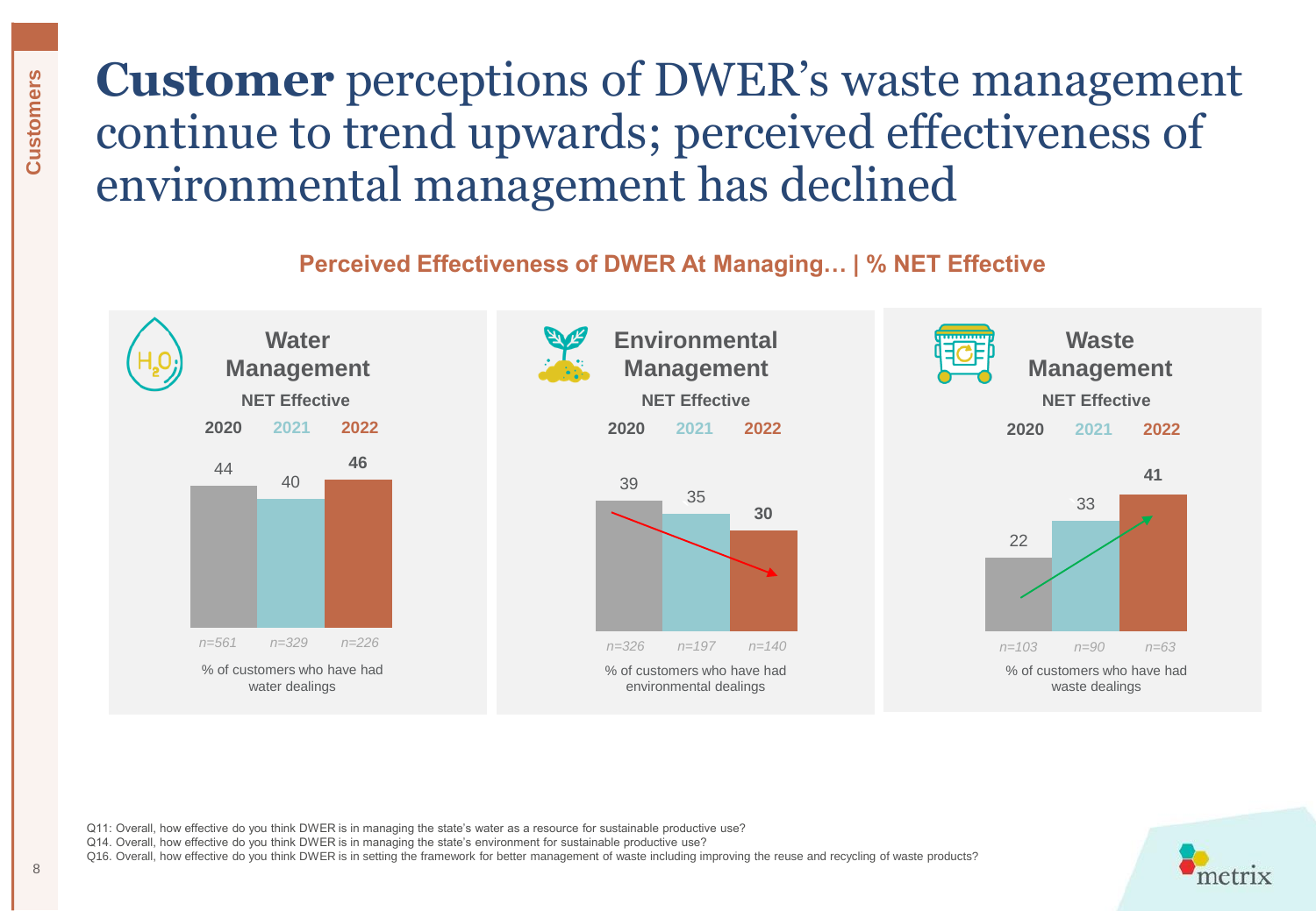# **Customer** perceptions of DWER's waste management continue to trend upwards; perceived effectiveness of environmental management has declined

## Perceived Effectiveness of DWER At Managing… | % NET Effective

### Water Management

NET Effective

| | 2020 | 2021 | 2022 |
|---|---|---|---|
| % NET Effective | 44 | 40 | **46** |
| Base | *n=561* | *n=329* | *n=226* |

% of customers who have had water dealings

### Environmental Management

NET Effective

| | 2020 | 2021 | 2022 |
|---|---|---|---|
| % NET Effective | 39 | 35 | **30** |
| Base | *n=326* | *n=197* | *n=140* |

% of customers who have had environmental dealings

### Waste Management

NET Effective

| | 2020 | 2021 | 2022 |
|---|---|---|---|
| % NET Effective | 22 | 33 | **41** |
| Base | *n=103* | *n=90* | *n=63* |

% of customers who have had waste dealings

Q11: Overall, how effective do you think DWER is in managing the state's water as a resource for sustainable productive use?
Q14. Overall, how effective do you think DWER is in managing the state's environment for sustainable productive use?
Q16. Overall, how effective do you think DWER is in setting the framework for better management of waste including improving the reuse and recycling of waste products?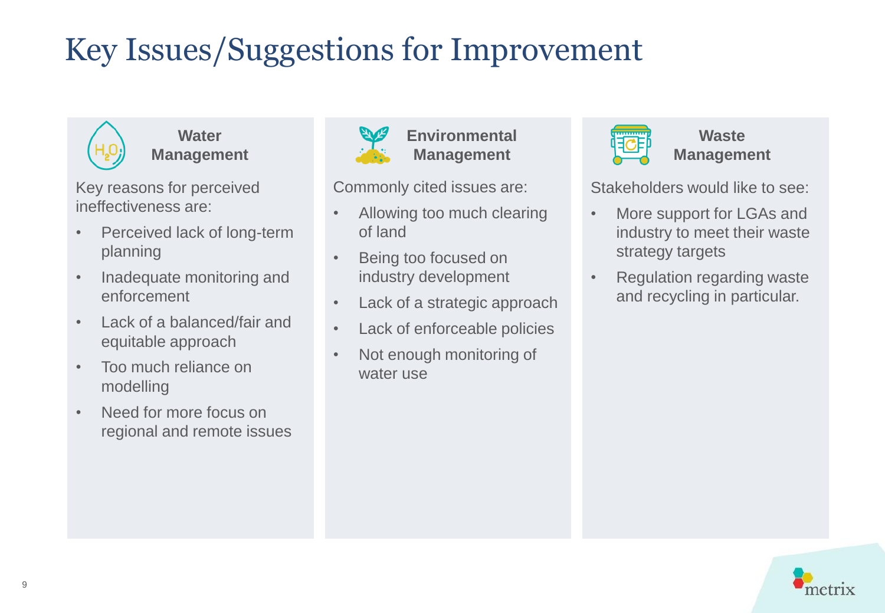# Key Issues/Suggestions for Improvement

### Water Management

Key reasons for perceived ineffectiveness are:

- Perceived lack of long-term planning
- Inadequate monitoring and enforcement
- Lack of a balanced/fair and equitable approach
- Too much reliance on modelling
- Need for more focus on regional and remote issues

### Environmental Management

Commonly cited issues are:

- Allowing too much clearing of land
- Being too focused on industry development
- Lack of a strategic approach
- Lack of enforceable policies
- Not enough monitoring of water use

### Waste Management

Stakeholders would like to see:

- More support for LGAs and industry to meet their waste strategy targets
- Regulation regarding waste and recycling in particular.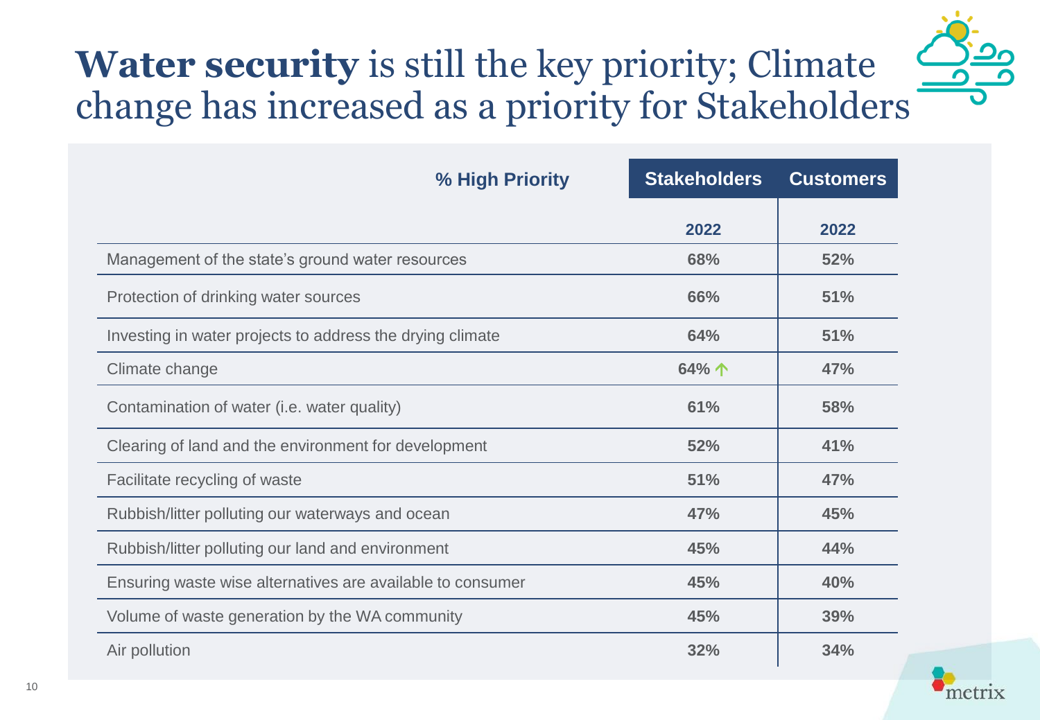# **Water security** is still the key priority; Climate change has increased as a priority for Stakeholders

| % High Priority | Stakeholders | Customers |
|---|---|---|
| | 2022 | 2022 |
| Management of the state's ground water resources | 68% | 52% |
| Protection of drinking water sources | 66% | 51% |
| Investing in water projects to address the drying climate | 64% | 51% |
| Climate change | 64% ↑ | 47% |
| Contamination of water (i.e. water quality) | 61% | 58% |
| Clearing of land and the environment for development | 52% | 41% |
| Facilitate recycling of waste | 51% | 47% |
| Rubbish/litter polluting our waterways and ocean | 47% | 45% |
| Rubbish/litter polluting our land and environment | 45% | 44% |
| Ensuring waste wise alternatives are available to consumer | 45% | 40% |
| Volume of waste generation by the WA community | 45% | 39% |
| Air pollution | 32% | 34% |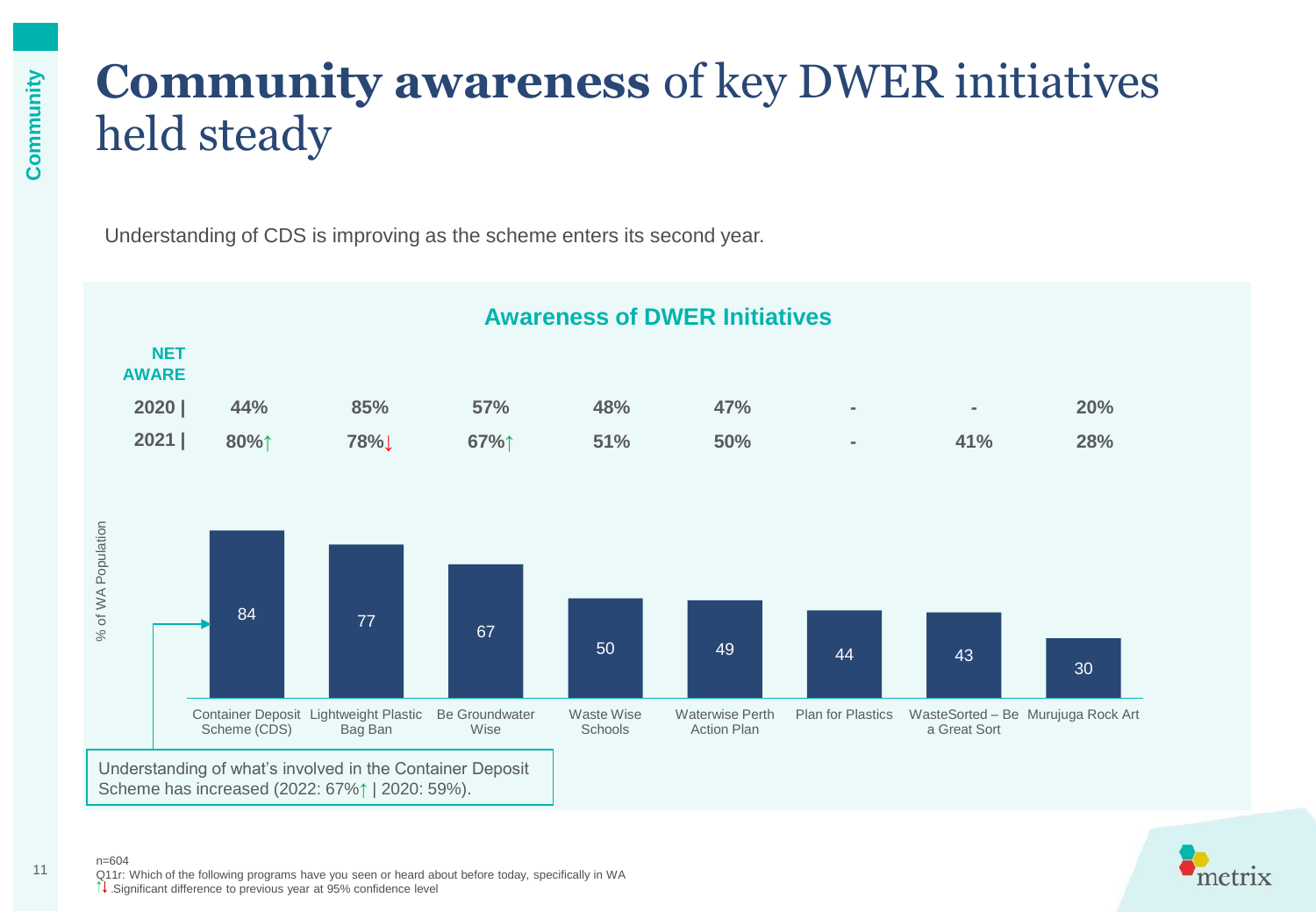# **Community awareness** of key DWER initiatives held steady

Understanding of CDS is improving as the scheme enters its second year.

## Awareness of DWER Initiatives

| NET AWARE | Container Deposit Scheme (CDS) | Lightweight Plastic Bag Ban | Be Groundwater Wise | Waste Wise Schools | Waterwise Perth Action Plan | Plan for Plastics | WasteSorted – Be a Great Sort | Murujuga Rock Art |
|---|---|---|---|---|---|---|---|---|
| 2020 | 44% | 85% | 57% | 48% | 47% | - | - | 20% |
| 2021 | 80%↑ | 78%↓ | 67%↑ | 51% | 50% | - | 41% | 28% |
| % of WA Population | 84 | 77 | 67 | 50 | 49 | 44 | 43 | 30 |

Understanding of what's involved in the Container Deposit Scheme has increased (2022: 67%↑ | 2020: 59%).

n=604
Q11r: Which of the following programs have you seen or heard about before today, specifically in WA
↑↓ Significant difference to previous year at 95% confidence level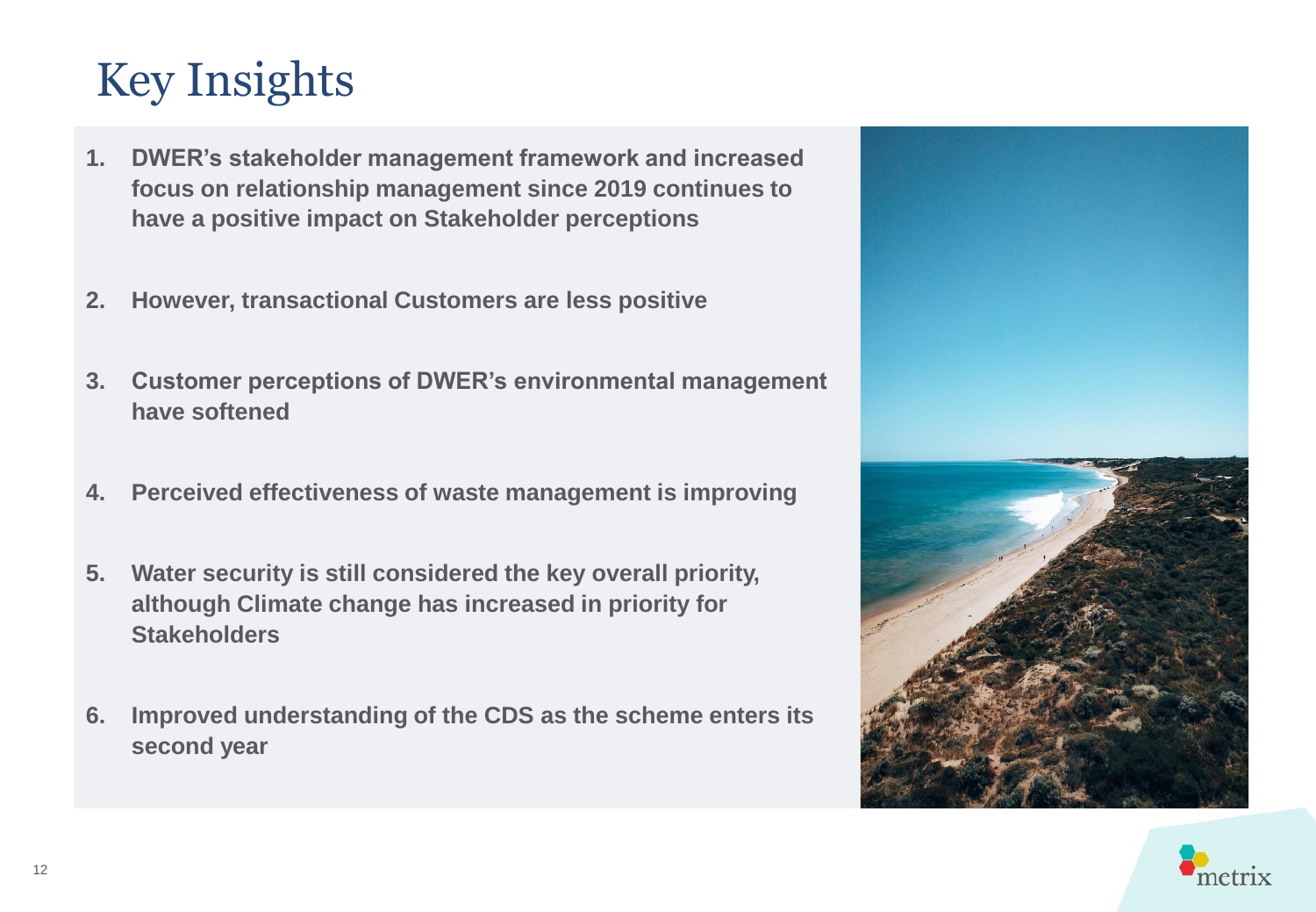# Key Insights

1. **DWER's stakeholder management framework and increased focus on relationship management since 2019 continues to have a positive impact on Stakeholder perceptions**
2. **However, transactional Customers are less positive**
3. **Customer perceptions of DWER's environmental management have softened**
4. **Perceived effectiveness of waste management is improving**
5. **Water security is still considered the key overall priority, although Climate change has increased in priority for Stakeholders**
6. **Improved understanding of the CDS as the scheme enters its second year**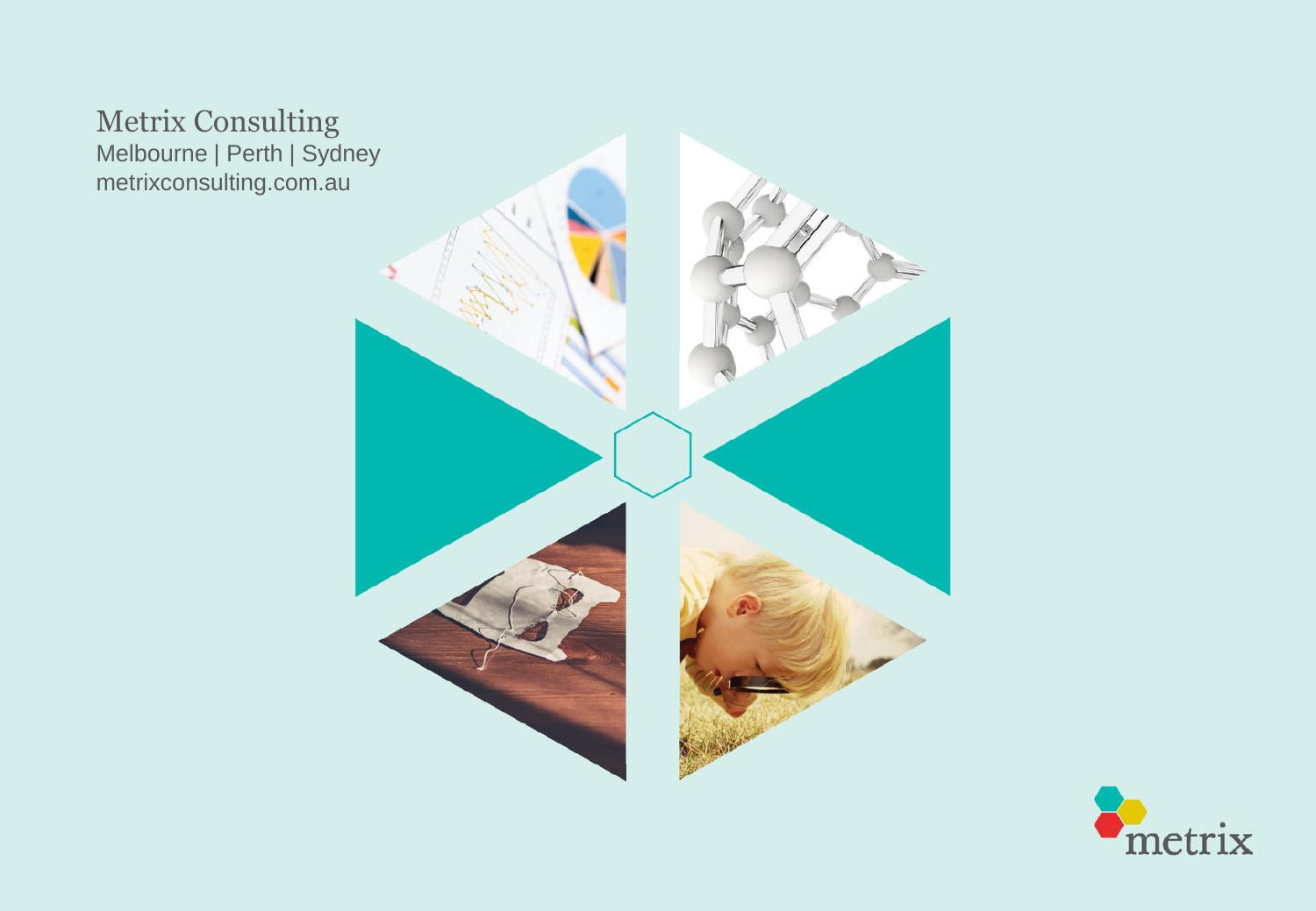Metrix Consulting
Melbourne | Perth | Sydney
metrixconsulting.com.au

metrix